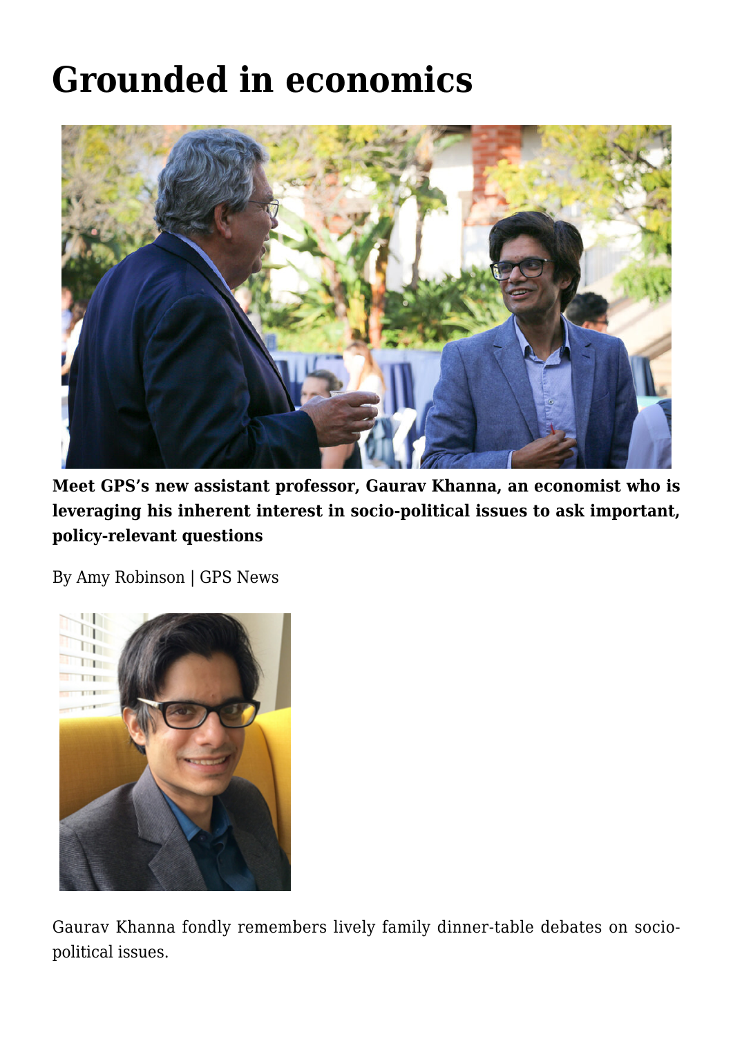# Grounded in economics

**Meet GPS's new assistant professor, Gaurav Khanna, an economist who is leveraging his inherent interest in socio-political issues to ask important, policy-relevant questions**

By Amy Robinson | GPS News

Gaurav Khanna fondly remembers lively family dinner-table debates on socio-political issues.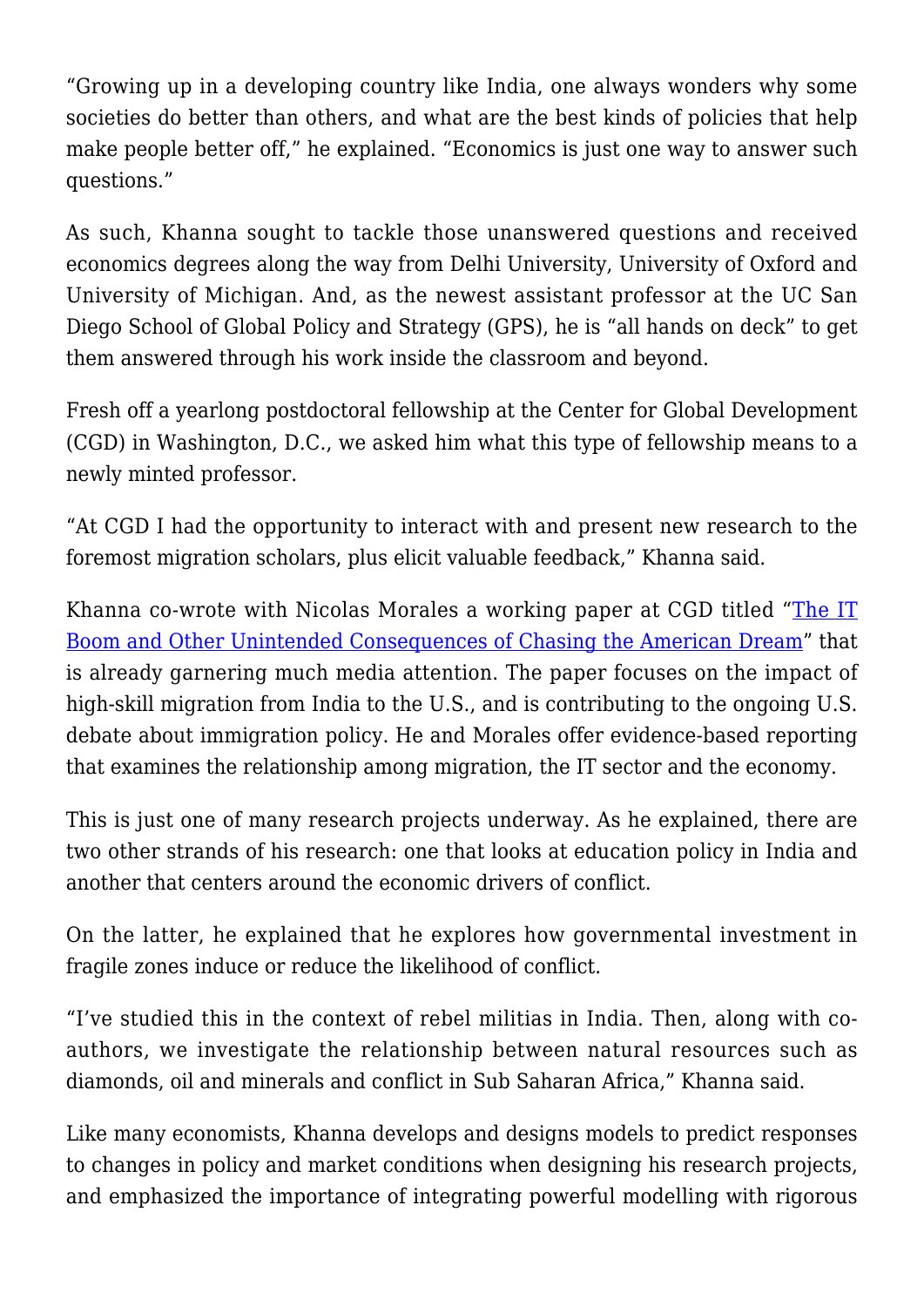"Growing up in a developing country like India, one always wonders why some societies do better than others, and what are the best kinds of policies that help make people better off," he explained. "Economics is just one way to answer such questions."

As such, Khanna sought to tackle those unanswered questions and received economics degrees along the way from Delhi University, University of Oxford and University of Michigan. And, as the newest assistant professor at the UC San Diego School of Global Policy and Strategy (GPS), he is "all hands on deck" to get them answered through his work inside the classroom and beyond.

Fresh off a yearlong postdoctoral fellowship at the Center for Global Development (CGD) in Washington, D.C., we asked him what this type of fellowship means to a newly minted professor.

"At CGD I had the opportunity to interact with and present new research to the foremost migration scholars, plus elicit valuable feedback," Khanna said.

Khanna co-wrote with Nicolas Morales a working paper at CGD titled "The IT Boom and Other Unintended Consequences of Chasing the American Dream" that is already garnering much media attention. The paper focuses on the impact of high-skill migration from India to the U.S., and is contributing to the ongoing U.S. debate about immigration policy. He and Morales offer evidence-based reporting that examines the relationship among migration, the IT sector and the economy.

This is just one of many research projects underway. As he explained, there are two other strands of his research: one that looks at education policy in India and another that centers around the economic drivers of conflict.

On the latter, he explained that he explores how governmental investment in fragile zones induce or reduce the likelihood of conflict.

"I've studied this in the context of rebel militias in India. Then, along with co-authors, we investigate the relationship between natural resources such as diamonds, oil and minerals and conflict in Sub Saharan Africa," Khanna said.

Like many economists, Khanna develops and designs models to predict responses to changes in policy and market conditions when designing his research projects, and emphasized the importance of integrating powerful modelling with rigorous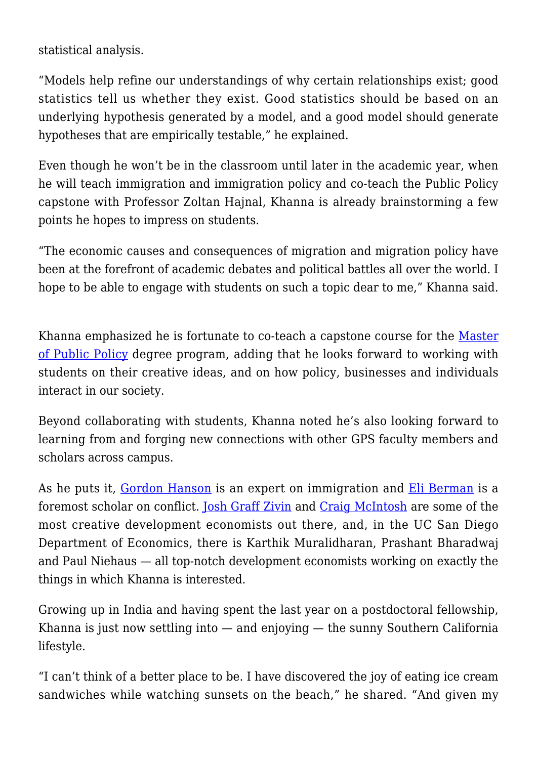statistical analysis.

“Models help refine our understandings of why certain relationships exist; good statistics tell us whether they exist. Good statistics should be based on an underlying hypothesis generated by a model, and a good model should generate hypotheses that are empirically testable,” he explained.

Even though he won’t be in the classroom until later in the academic year, when he will teach immigration and immigration policy and co-teach the Public Policy capstone with Professor Zoltan Hajnal, Khanna is already brainstorming a few points he hopes to impress on students.

“The economic causes and consequences of migration and migration policy have been at the forefront of academic debates and political battles all over the world. I hope to be able to engage with students on such a topic dear to me,” Khanna said.

Khanna emphasized he is fortunate to co-teach a capstone course for the Master of Public Policy degree program, adding that he looks forward to working with students on their creative ideas, and on how policy, businesses and individuals interact in our society.

Beyond collaborating with students, Khanna noted he’s also looking forward to learning from and forging new connections with other GPS faculty members and scholars across campus.

As he puts it, Gordon Hanson is an expert on immigration and Eli Berman is a foremost scholar on conflict. Josh Graff Zivin and Craig McIntosh are some of the most creative development economists out there, and, in the UC San Diego Department of Economics, there is Karthik Muralidharan, Prashant Bharadwaj and Paul Niehaus — all top-notch development economists working on exactly the things in which Khanna is interested.

Growing up in India and having spent the last year on a postdoctoral fellowship, Khanna is just now settling into — and enjoying — the sunny Southern California lifestyle.

“I can’t think of a better place to be. I have discovered the joy of eating ice cream sandwiches while watching sunsets on the beach,” he shared. “And given my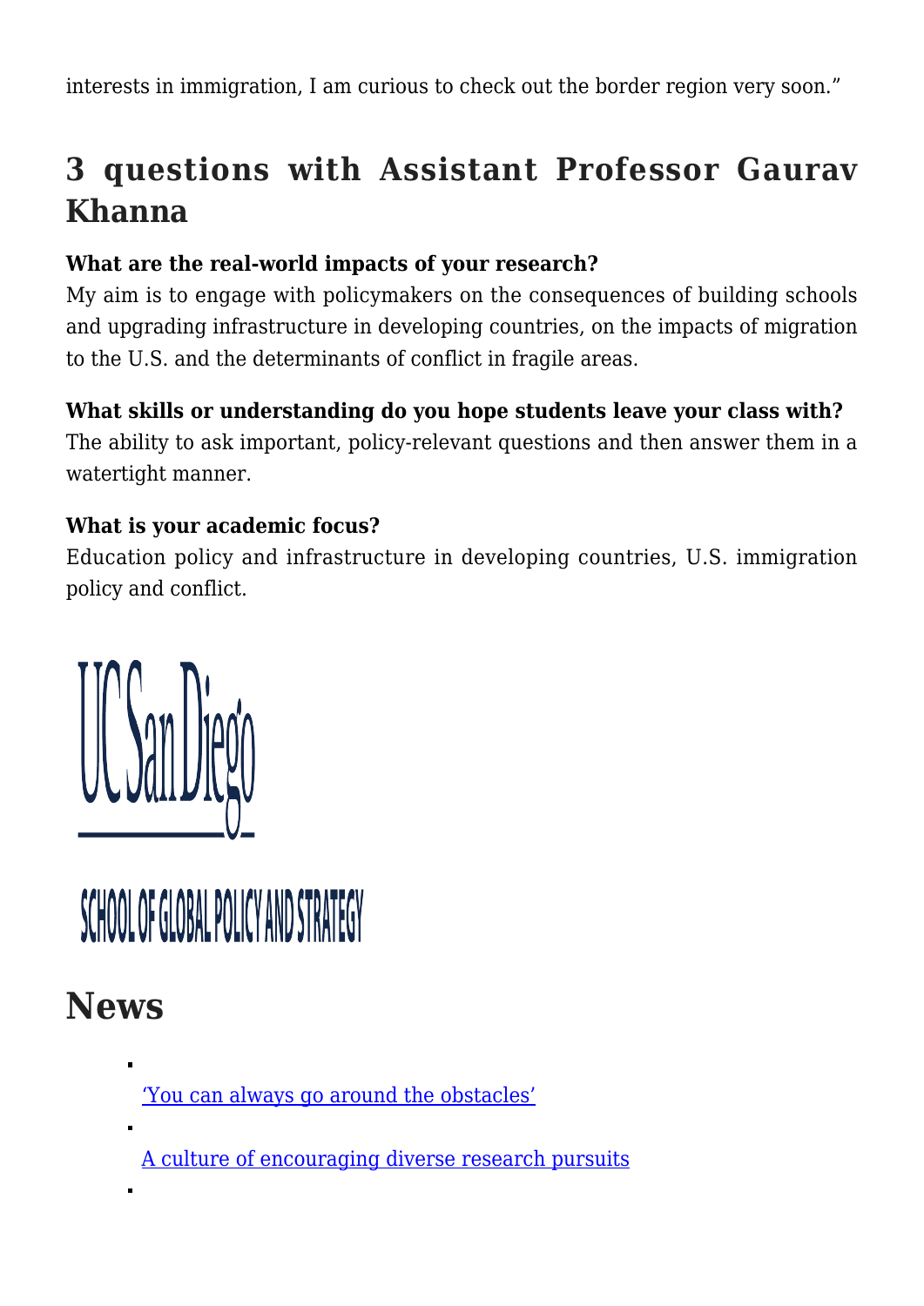interests in immigration, I am curious to check out the border region very soon."

## 3 questions with Assistant Professor Gaurav Khanna

**What are the real-world impacts of your research?**
My aim is to engage with policymakers on the consequences of building schools and upgrading infrastructure in developing countries, on the impacts of migration to the U.S. and the determinants of conflict in fragile areas.

**What skills or understanding do you hope students leave your class with?**
The ability to ask important, policy-relevant questions and then answer them in a watertight manner.

**What is your academic focus?**
Education policy and infrastructure in developing countries, U.S. immigration policy and conflict.

UC San Diego

SCHOOL OF GLOBAL POLICY AND STRATEGY

# News

- 'You can always go around the obstacles'
- A culture of encouraging diverse research pursuits
-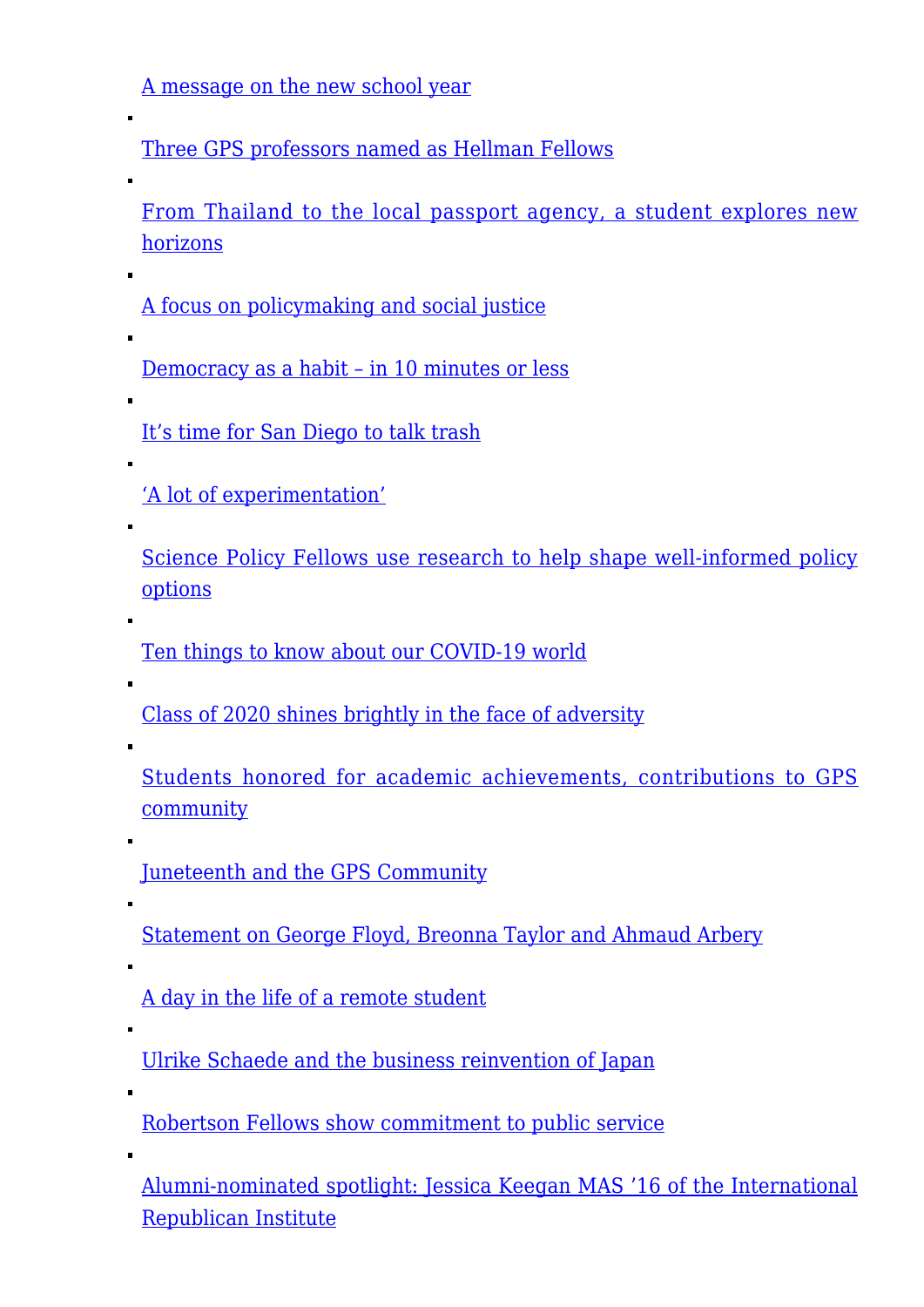- A message on the new school year
- Three GPS professors named as Hellman Fellows
- From Thailand to the local passport agency, a student explores new horizons
- A focus on policymaking and social justice
- Democracy as a habit – in 10 minutes or less
- It's time for San Diego to talk trash
- 'A lot of experimentation'
- Science Policy Fellows use research to help shape well-informed policy options
- Ten things to know about our COVID-19 world
- Class of 2020 shines brightly in the face of adversity
- Students honored for academic achievements, contributions to GPS community
- Juneteenth and the GPS Community
- Statement on George Floyd, Breonna Taylor and Ahmaud Arbery
- A day in the life of a remote student
- Ulrike Schaede and the business reinvention of Japan
- Robertson Fellows show commitment to public service
- Alumni-nominated spotlight: Jessica Keegan MAS '16 of the International Republican Institute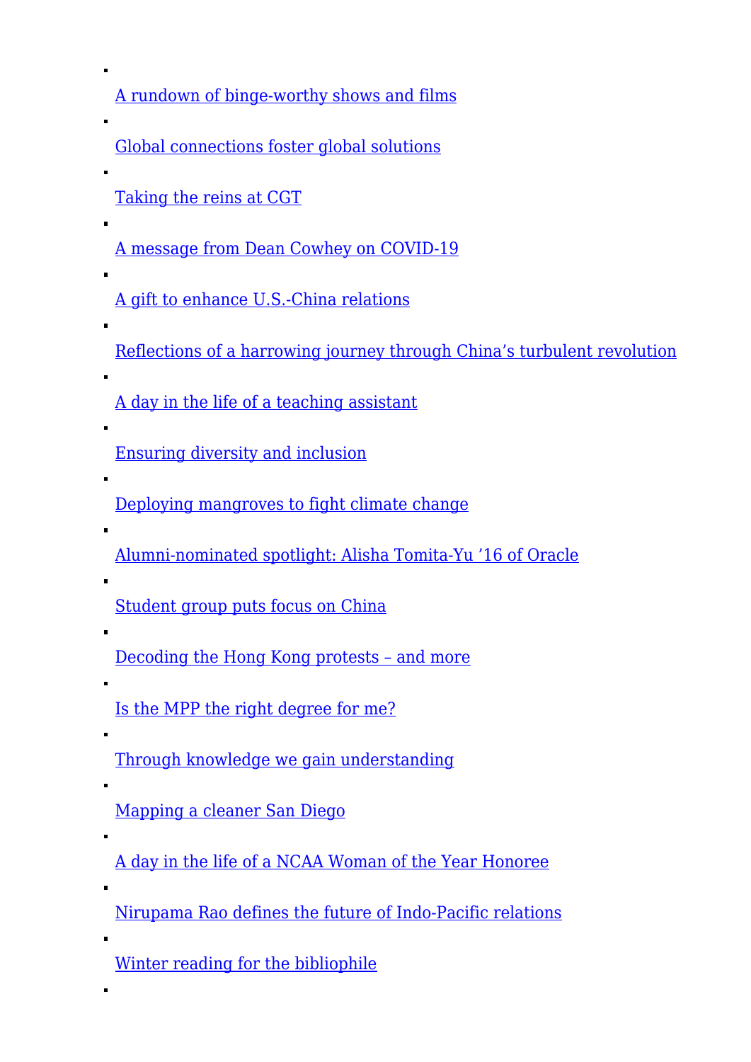- A rundown of binge-worthy shows and films
- Global connections foster global solutions
- Taking the reins at CGT
- A message from Dean Cowhey on COVID-19
- A gift to enhance U.S.-China relations
- Reflections of a harrowing journey through China's turbulent revolution
- A day in the life of a teaching assistant
- Ensuring diversity and inclusion
- Deploying mangroves to fight climate change
- Alumni-nominated spotlight: Alisha Tomita-Yu '16 of Oracle
- Student group puts focus on China
- Decoding the Hong Kong protests – and more
- Is the MPP the right degree for me?
- Through knowledge we gain understanding
- Mapping a cleaner San Diego
- A day in the life of a NCAA Woman of the Year Honoree
- Nirupama Rao defines the future of Indo-Pacific relations
- Winter reading for the bibliophile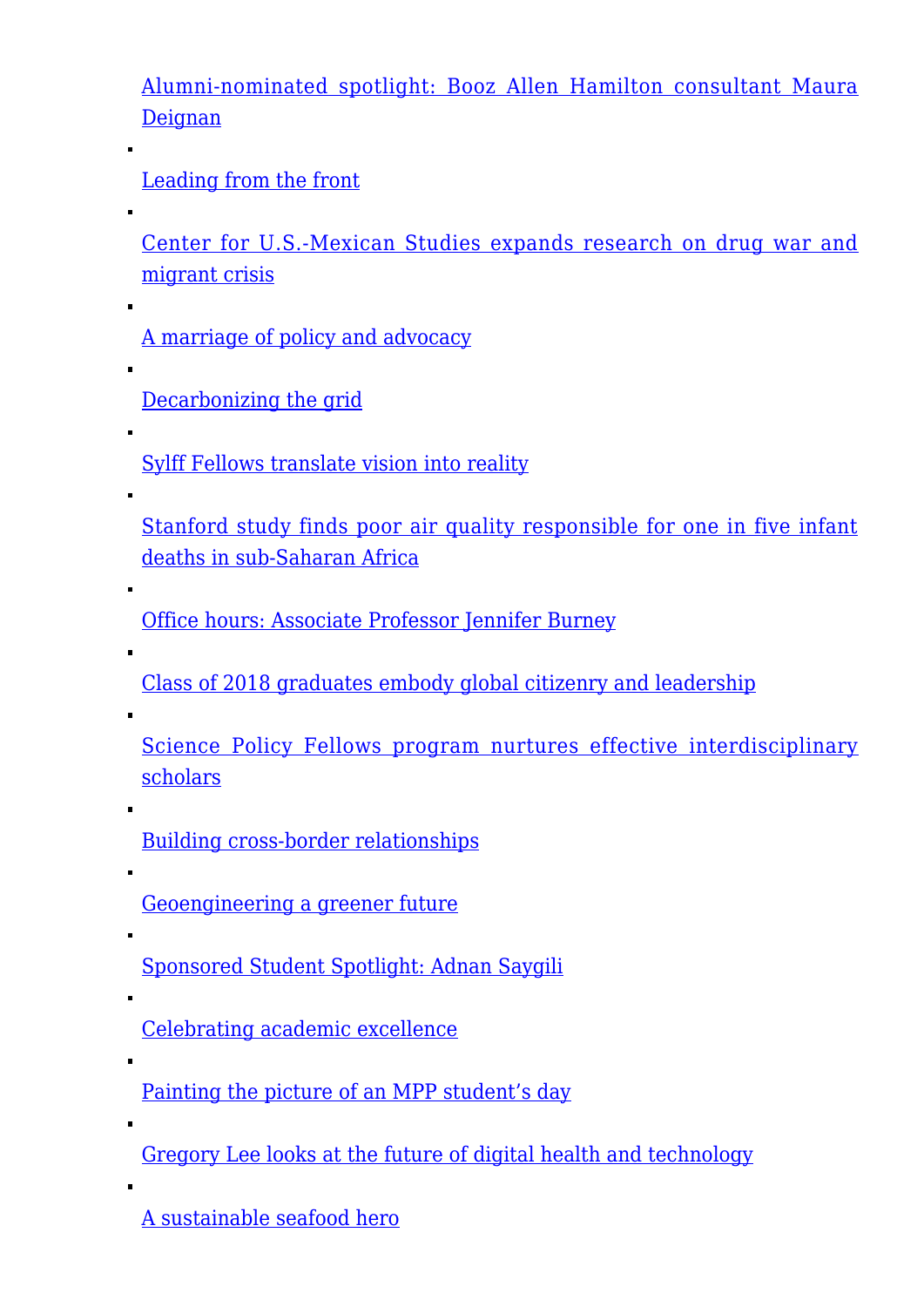- Alumni-nominated spotlight: Booz Allen Hamilton consultant Maura Deignan
- Leading from the front
- Center for U.S.-Mexican Studies expands research on drug war and migrant crisis
- A marriage of policy and advocacy
- Decarbonizing the grid
- Sylff Fellows translate vision into reality
- Stanford study finds poor air quality responsible for one in five infant deaths in sub-Saharan Africa
- Office hours: Associate Professor Jennifer Burney
- Class of 2018 graduates embody global citizenry and leadership
- Science Policy Fellows program nurtures effective interdisciplinary scholars
- Building cross-border relationships
- Geoengineering a greener future
- Sponsored Student Spotlight: Adnan Saygili
- Celebrating academic excellence
- Painting the picture of an MPP student’s day
- Gregory Lee looks at the future of digital health and technology
- A sustainable seafood hero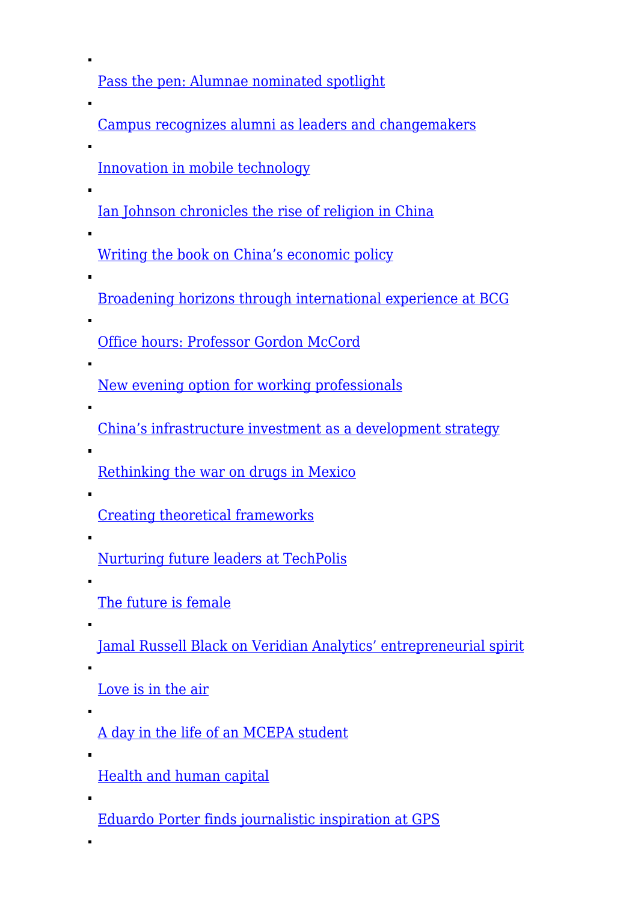- Pass the pen: Alumnae nominated spotlight
- Campus recognizes alumni as leaders and changemakers
- Innovation in mobile technology
- Ian Johnson chronicles the rise of religion in China
- Writing the book on China's economic policy
- Broadening horizons through international experience at BCG
- Office hours: Professor Gordon McCord
- New evening option for working professionals
- China's infrastructure investment as a development strategy
- Rethinking the war on drugs in Mexico
- Creating theoretical frameworks
- Nurturing future leaders at TechPolis
- The future is female
- Jamal Russell Black on Veridian Analytics' entrepreneurial spirit
- Love is in the air
- A day in the life of an MCEPA student
- Health and human capital
- Eduardo Porter finds journalistic inspiration at GPS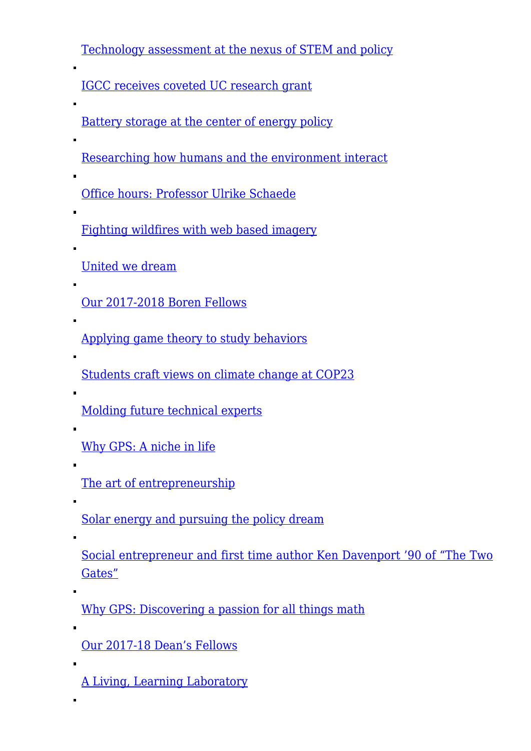- Technology assessment at the nexus of STEM and policy
- IGCC receives coveted UC research grant
- Battery storage at the center of energy policy
- Researching how humans and the environment interact
- Office hours: Professor Ulrike Schaede
- Fighting wildfires with web based imagery
- United we dream
- Our 2017-2018 Boren Fellows
- Applying game theory to study behaviors
- Students craft views on climate change at COP23
- Molding future technical experts
- Why GPS: A niche in life
- The art of entrepreneurship
- Solar energy and pursuing the policy dream
- Social entrepreneur and first time author Ken Davenport '90 of "The Two Gates"
- Why GPS: Discovering a passion for all things math
- Our 2017-18 Dean's Fellows
- A Living, Learning Laboratory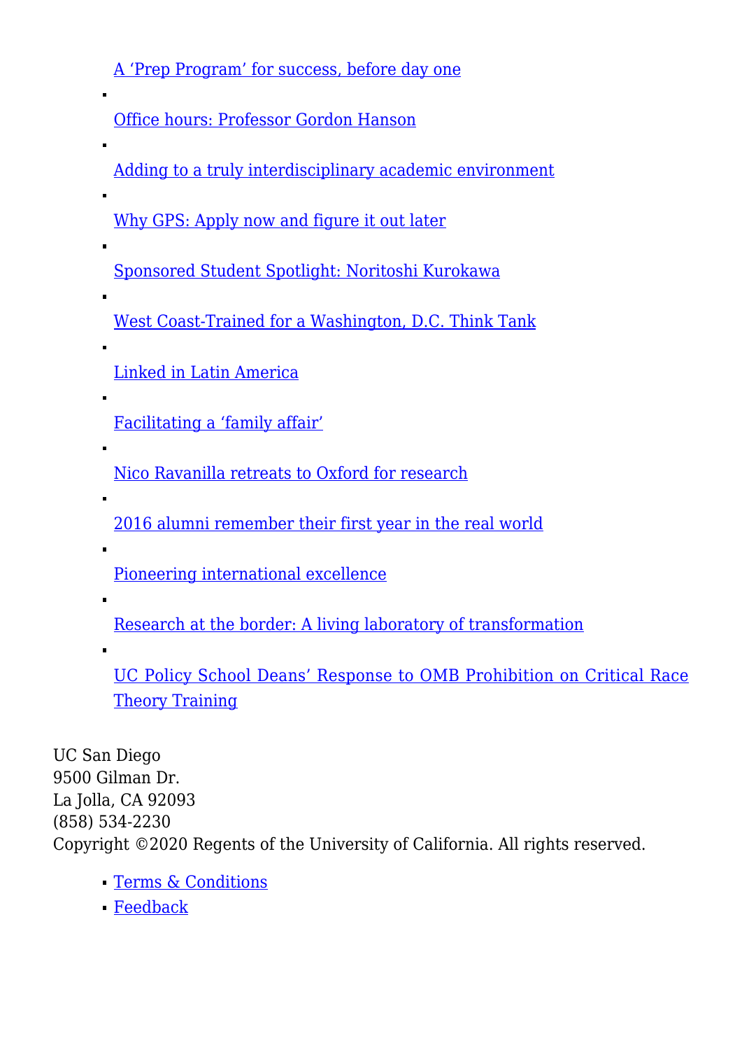- A 'Prep Program' for success, before day one
- Office hours: Professor Gordon Hanson
- Adding to a truly interdisciplinary academic environment
- Why GPS: Apply now and figure it out later
- Sponsored Student Spotlight: Noritoshi Kurokawa
- West Coast-Trained for a Washington, D.C. Think Tank
- Linked in Latin America
- Facilitating a 'family affair'
- Nico Ravanilla retreats to Oxford for research
- 2016 alumni remember their first year in the real world
- Pioneering international excellence
- Research at the border: A living laboratory of transformation
- UC Policy School Deans' Response to OMB Prohibition on Critical Race Theory Training

UC San Diego
9500 Gilman Dr.
La Jolla, CA 92093
(858) 534-2230
Copyright ©2020 Regents of the University of California. All rights reserved.

- Terms & Conditions
- Feedback